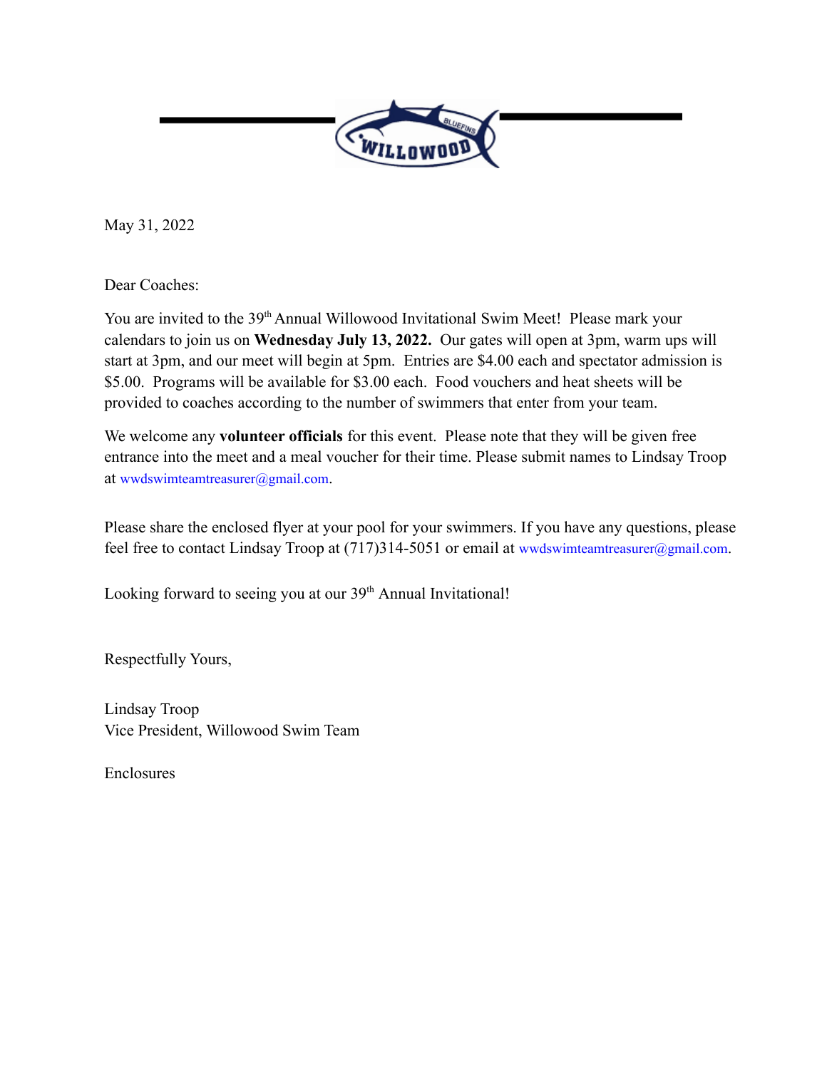May 31, 2022

Dear Coaches:

You are invited to the 39th Annual Willowood Invitational Swim Meet! Please mark your calendars to join us on **Wednesday July 13, 2022.** Our gates will open at 3pm, warm ups will start at 3pm, and our meet will begin at 5pm. Entries are $4.00 each and spectator admission is $5.00. Programs will be available for $3.00 each. Food vouchers and heat sheets will be provided to coaches according to the number of swimmers that enter from your team.

We welcome any **volunteer officials** for this event. Please note that they will be given free entrance into the meet and a meal voucher for their time. Please submit names to Lindsay Troop at wwdswimteamtreasurer@gmail.com.

Please share the enclosed flyer at your pool for your swimmers. If you have any questions, please feel free to contact Lindsay Troop at (717)314-5051 or email at wwdswimteamtreasurer@gmail.com.

Looking forward to seeing you at our 39th Annual Invitational!

Respectfully Yours,

Lindsay Troop
Vice President, Willowood Swim Team

Enclosures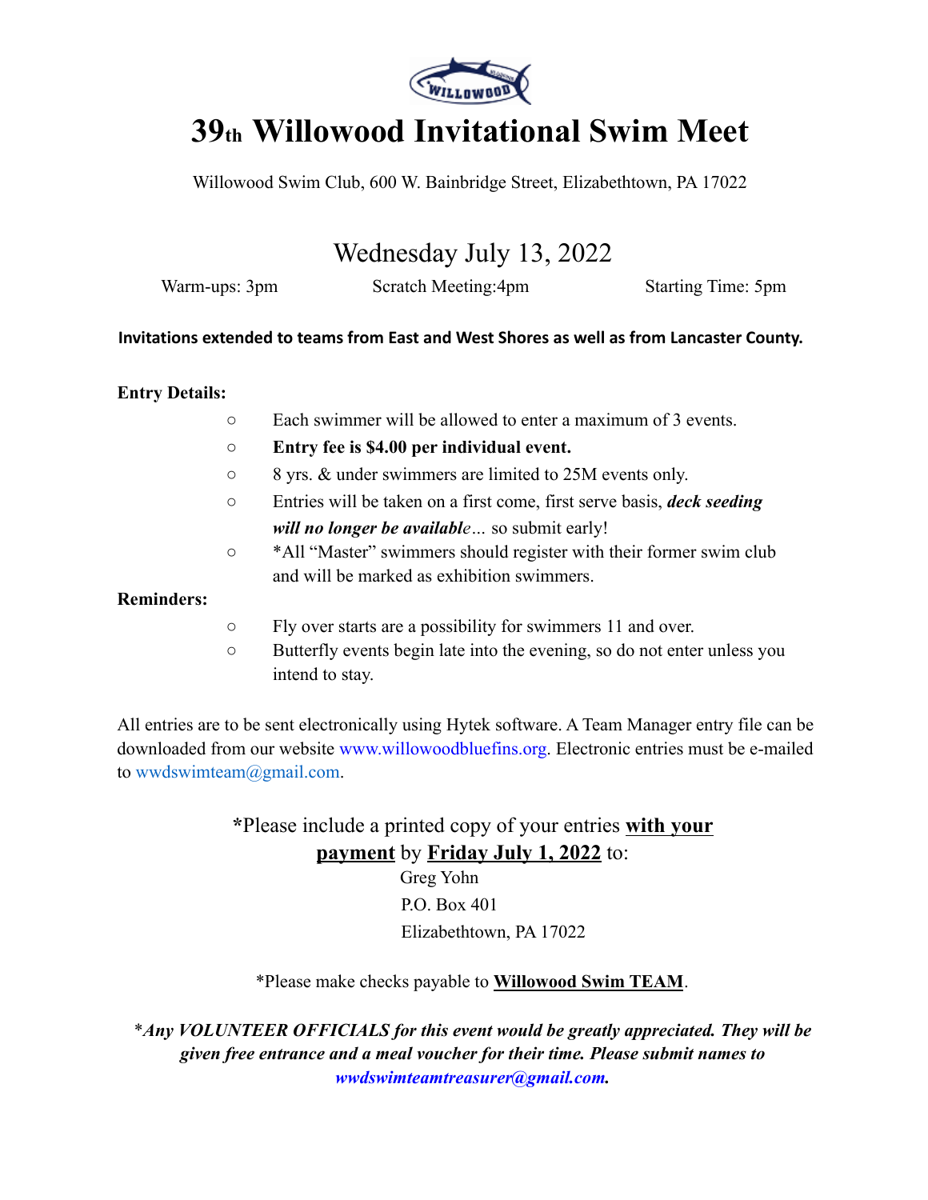# 39th Willowood Invitational Swim Meet

Willowood Swim Club, 600 W. Bainbridge Street, Elizabethtown, PA 17022

## Wednesday July 13, 2022

Warm-ups: 3pm    Scratch Meeting:4pm    Starting Time: 5pm

**Invitations extended to teams from East and West Shores as well as from Lancaster County.**

**Entry Details:**

- Each swimmer will be allowed to enter a maximum of 3 events.
- **Entry fee is $4.00 per individual event.**
- 8 yrs. & under swimmers are limited to 25M events only.
- Entries will be taken on a first come, first serve basis, ***deck seeding will no longer be availabl****e*… so submit early!
- *All "Master" swimmers should register with their former swim club and will be marked as exhibition swimmers.

**Reminders:**

- Fly over starts are a possibility for swimmers 11 and over.
- Butterfly events begin late into the evening, so do not enter unless you intend to stay.

All entries are to be sent electronically using Hytek software. A Team Manager entry file can be downloaded from our website www.willowoodbluefins.org. Electronic entries must be e-mailed to wwdswimteam@gmail.com.

***Please include a printed copy of your entries <u>**with your payment**</u> by <u>**Friday July 1, 2022**</u> to:

Greg Yohn
P.O. Box 401
Elizabethtown, PA 17022

*Please make checks payable to <u>**Willowood Swim TEAM**</u>.

**Any VOLUNTEER OFFICIALS for this event would be greatly appreciated. They will be given free entrance and a meal voucher for their time. Please submit names to wwdswimteamtreasurer@gmail.com.**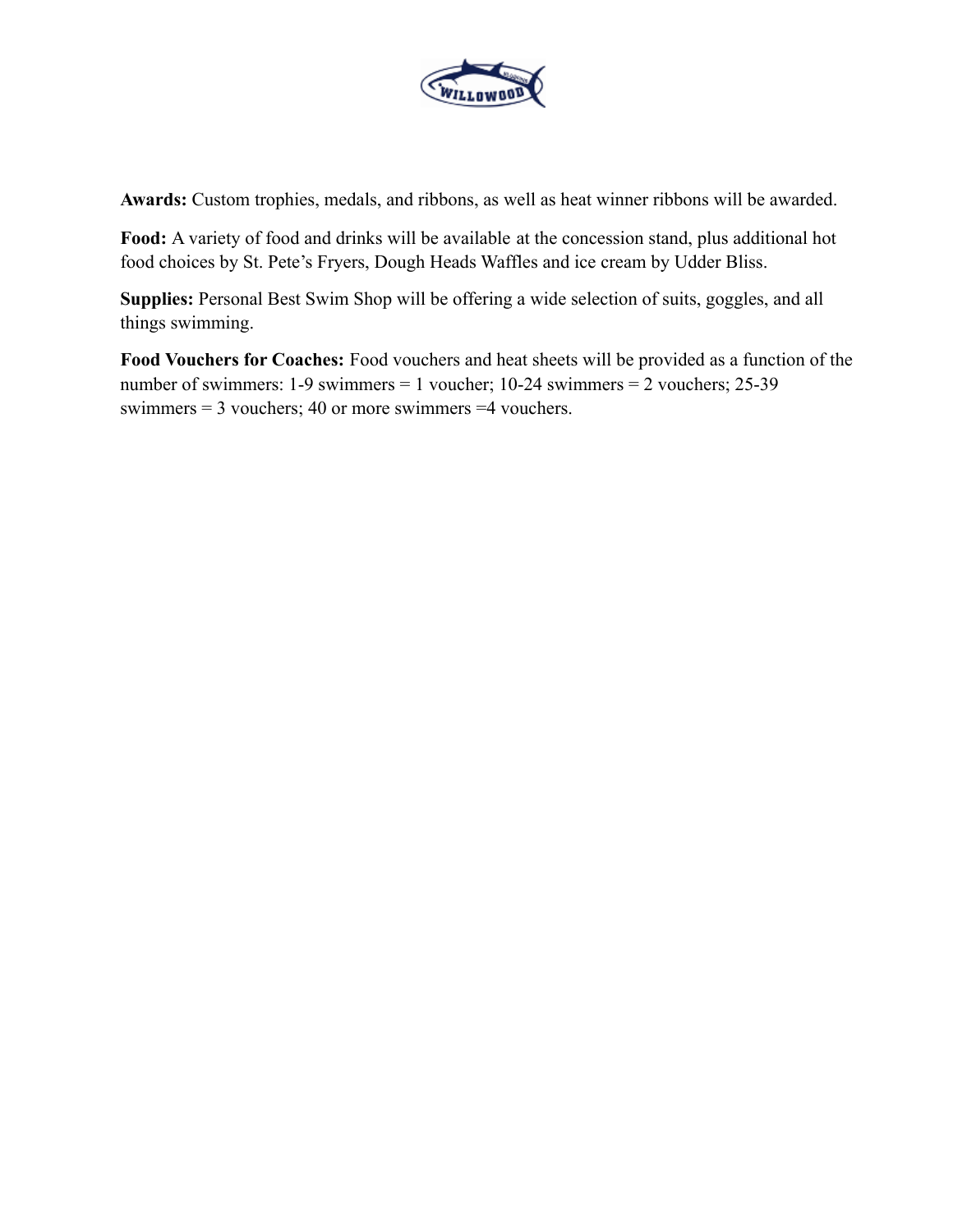**Awards:** Custom trophies, medals, and ribbons, as well as heat winner ribbons will be awarded.

**Food:** A variety of food and drinks will be available at the concession stand, plus additional hot food choices by St. Pete's Fryers, Dough Heads Waffles and ice cream by Udder Bliss.

**Supplies:** Personal Best Swim Shop will be offering a wide selection of suits, goggles, and all things swimming.

**Food Vouchers for Coaches:** Food vouchers and heat sheets will be provided as a function of the number of swimmers: 1-9 swimmers = 1 voucher; 10-24 swimmers = 2 vouchers; 25-39 swimmers = 3 vouchers; 40 or more swimmers =4 vouchers.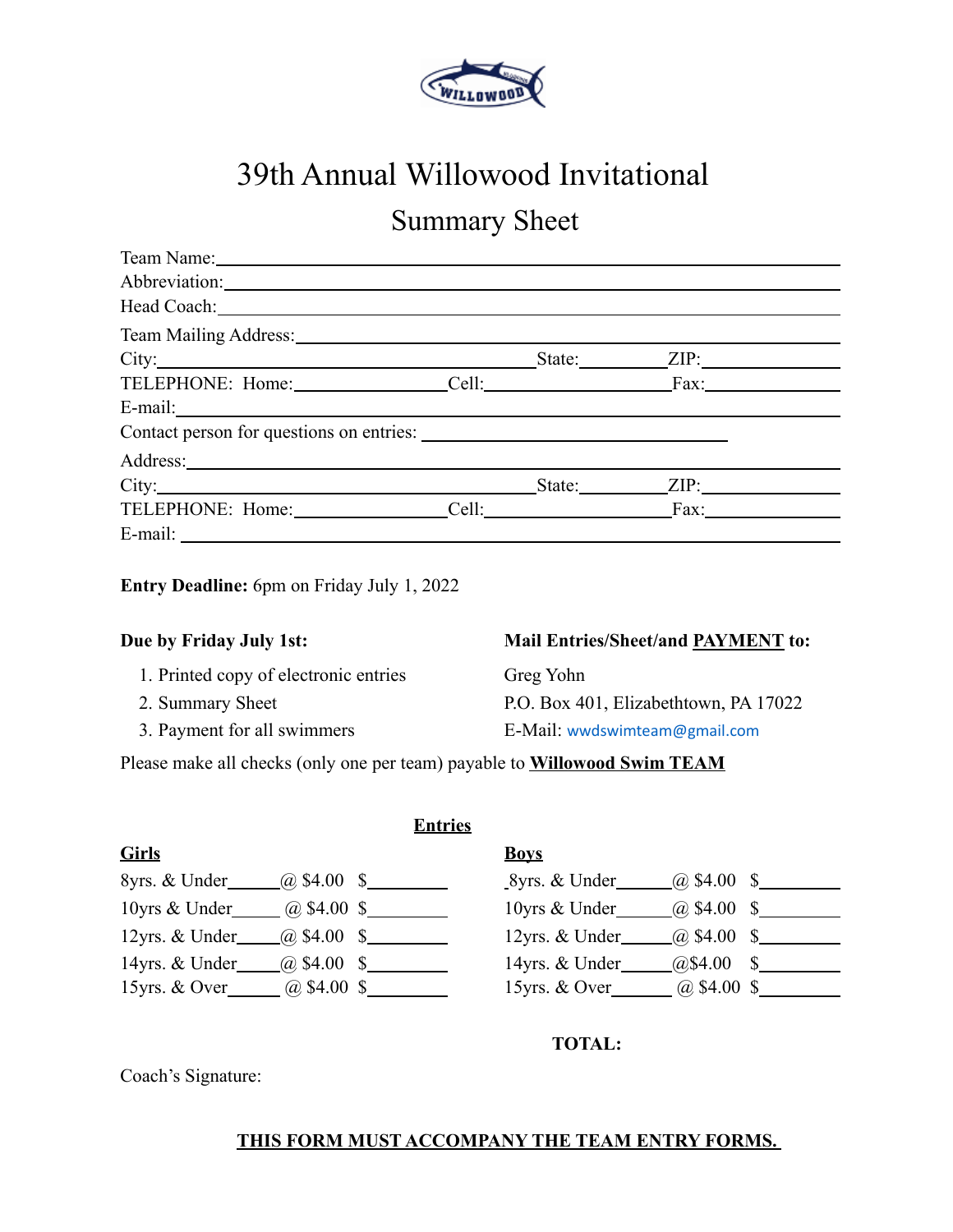# 39th Annual Willowood Invitational

## Summary Sheet

Team Name:______________________________________________

Abbreviation:______________________________________________

Head Coach:______________________________________________

Team Mailing Address:______________________________________________

City:______________________ State:__________ ZIP:______________

TELEPHONE: Home:______________ Cell:______________ Fax:______________

E-mail:______________________________________________

Contact person for questions on entries: ______________________________

Address:______________________________________________

City:______________________ State:__________ ZIP:______________

TELEPHONE: Home:______________ Cell:______________ Fax:______________

E-mail: ______________________________________________

**Entry Deadline:** 6pm on Friday July 1, 2022

**Due by Friday July 1st:**

1. Printed copy of electronic entries
2. Summary Sheet
3. Payment for all swimmers

**Mail Entries/Sheet/and PAYMENT to:**

Greg Yohn
P.O. Box 401, Elizabethtown, PA 17022
E-Mail: wwdswimteam@gmail.com

Please make all checks (only one per team) payable to **Willowood Swim TEAM**

**Entries**

**Girls**

8yrs. & Under______ @ $4.00 $________

10yrs & Under______ @ $4.00 $________

12yrs. & Under______ @ $4.00 $________

14yrs. & Under______ @ $4.00 $________

15yrs. & Over______ @ $4.00 $________

**Boys**

8yrs. & Under______ @ $4.00 $________

10yrs & Under______ @ $4.00 $________

12yrs. & Under______ @ $4.00 $________

14yrs. & Under______ @$4.00 $________

15yrs. & Over______ @ $4.00 $________

**TOTAL:**

Coach's Signature:

**THIS FORM MUST ACCOMPANY THE TEAM ENTRY FORMS.**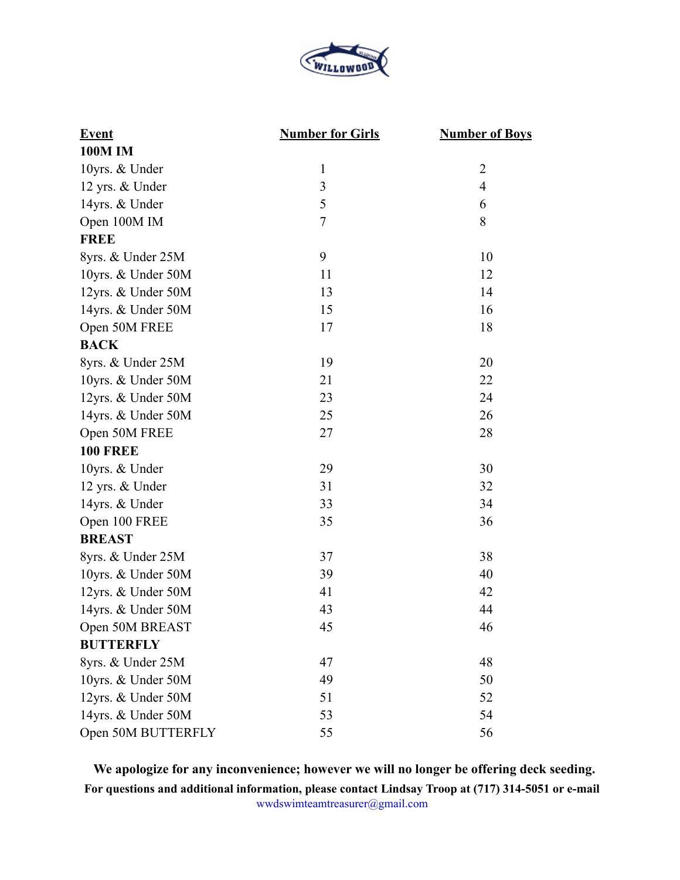| Event | Number for Girls | Number of Boys |
|---|---|---|
| **100M IM** | | |
| 10yrs. & Under | 1 | 2 |
| 12 yrs. & Under | 3 | 4 |
| 14yrs. & Under | 5 | 6 |
| Open 100M IM | 7 | 8 |
| **FREE** | | |
| 8yrs. & Under 25M | 9 | 10 |
| 10yrs. & Under 50M | 11 | 12 |
| 12yrs. & Under 50M | 13 | 14 |
| 14yrs. & Under 50M | 15 | 16 |
| Open 50M FREE | 17 | 18 |
| **BACK** | | |
| 8yrs. & Under 25M | 19 | 20 |
| 10yrs. & Under 50M | 21 | 22 |
| 12yrs. & Under 50M | 23 | 24 |
| 14yrs. & Under 50M | 25 | 26 |
| Open 50M FREE | 27 | 28 |
| **100 FREE** | | |
| 10yrs. & Under | 29 | 30 |
| 12 yrs. & Under | 31 | 32 |
| 14yrs. & Under | 33 | 34 |
| Open 100 FREE | 35 | 36 |
| **BREAST** | | |
| 8yrs. & Under 25M | 37 | 38 |
| 10yrs. & Under 50M | 39 | 40 |
| 12yrs. & Under 50M | 41 | 42 |
| 14yrs. & Under 50M | 43 | 44 |
| Open 50M BREAST | 45 | 46 |
| **BUTTERFLY** | | |
| 8yrs. & Under 25M | 47 | 48 |
| 10yrs. & Under 50M | 49 | 50 |
| 12yrs. & Under 50M | 51 | 52 |
| 14yrs. & Under 50M | 53 | 54 |
| Open 50M BUTTERFLY | 55 | 56 |

**We apologize for any inconvenience; however we will no longer be offering deck seeding.**

**For questions and additional information, please contact Lindsay Troop at (717) 314-5051 or e-mail** wwdswimteamtreasurer@gmail.com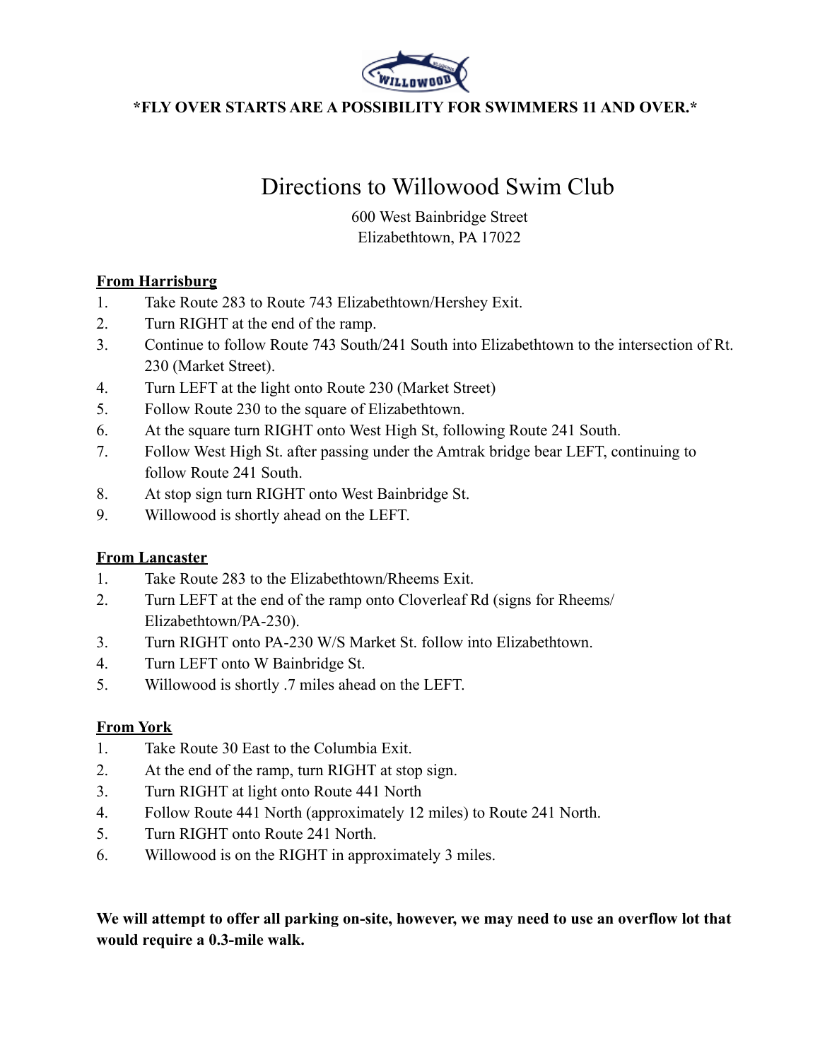**\*FLY OVER STARTS ARE A POSSIBILITY FOR SWIMMERS 11 AND OVER.\***

# Directions to Willowood Swim Club

600 West Bainbridge Street
Elizabethtown, PA 17022

**<u>From Harrisburg</u>**

1. Take Route 283 to Route 743 Elizabethtown/Hershey Exit.
2. Turn RIGHT at the end of the ramp.
3. Continue to follow Route 743 South/241 South into Elizabethtown to the intersection of Rt. 230 (Market Street).
4. Turn LEFT at the light onto Route 230 (Market Street)
5. Follow Route 230 to the square of Elizabethtown.
6. At the square turn RIGHT onto West High St, following Route 241 South.
7. Follow West High St. after passing under the Amtrak bridge bear LEFT, continuing to follow Route 241 South.
8. At stop sign turn RIGHT onto West Bainbridge St.
9. Willowood is shortly ahead on the LEFT.

**<u>From Lancaster</u>**

1. Take Route 283 to the Elizabethtown/Rheems Exit.
2. Turn LEFT at the end of the ramp onto Cloverleaf Rd (signs for Rheems/ Elizabethtown/PA-230).
3. Turn RIGHT onto PA-230 W/S Market St. follow into Elizabethtown.
4. Turn LEFT onto W Bainbridge St.
5. Willowood is shortly .7 miles ahead on the LEFT.

**<u>From York</u>**

1. Take Route 30 East to the Columbia Exit.
2. At the end of the ramp, turn RIGHT at stop sign.
3. Turn RIGHT at light onto Route 441 North
4. Follow Route 441 North (approximately 12 miles) to Route 241 North.
5. Turn RIGHT onto Route 241 North.
6. Willowood is on the RIGHT in approximately 3 miles.

**We will attempt to offer all parking on-site, however, we may need to use an overflow lot that would require a 0.3-mile walk.**